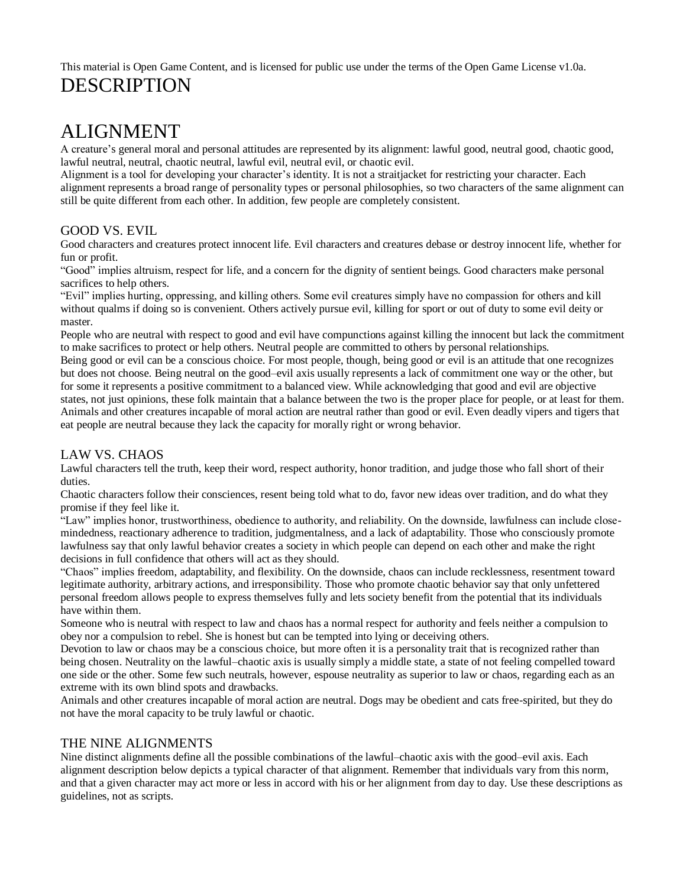This material is Open Game Content, and is licensed for public use under the terms of the Open Game License v1.0a.

# DESCRIPTION

# ALIGNMENT

A creature's general moral and personal attitudes are represented by its alignment: lawful good, neutral good, chaotic good, lawful neutral, neutral, chaotic neutral, lawful evil, neutral evil, or chaotic evil.

Alignment is a tool for developing your character's identity. It is not a straitjacket for restricting your character. Each alignment represents a broad range of personality types or personal philosophies, so two characters of the same alignment can still be quite different from each other. In addition, few people are completely consistent.

## GOOD VS. EVIL

Good characters and creatures protect innocent life. Evil characters and creatures debase or destroy innocent life, whether for fun or profit.

"Good" implies altruism, respect for life, and a concern for the dignity of sentient beings. Good characters make personal sacrifices to help others.

"Evil" implies hurting, oppressing, and killing others. Some evil creatures simply have no compassion for others and kill without qualms if doing so is convenient. Others actively pursue evil, killing for sport or out of duty to some evil deity or master.

People who are neutral with respect to good and evil have compunctions against killing the innocent but lack the commitment to make sacrifices to protect or help others. Neutral people are committed to others by personal relationships.

Being good or evil can be a conscious choice. For most people, though, being good or evil is an attitude that one recognizes but does not choose. Being neutral on the good–evil axis usually represents a lack of commitment one way or the other, but for some it represents a positive commitment to a balanced view. While acknowledging that good and evil are objective states, not just opinions, these folk maintain that a balance between the two is the proper place for people, or at least for them.

Animals and other creatures incapable of moral action are neutral rather than good or evil. Even deadly vipers and tigers that eat people are neutral because they lack the capacity for morally right or wrong behavior.

## LAW VS. CHAOS

Lawful characters tell the truth, keep their word, respect authority, honor tradition, and judge those who fall short of their duties.

Chaotic characters follow their consciences, resent being told what to do, favor new ideas over tradition, and do what they promise if they feel like it.

"Law" implies honor, trustworthiness, obedience to authority, and reliability. On the downside, lawfulness can include close-mindedness, reactionary adherence to tradition, judgmentalness, and a lack of adaptability. Those who consciously promote lawfulness say that only lawful behavior creates a society in which people can depend on each other and make the right decisions in full confidence that others will act as they should.

"Chaos" implies freedom, adaptability, and flexibility. On the downside, chaos can include recklessness, resentment toward legitimate authority, arbitrary actions, and irresponsibility. Those who promote chaotic behavior say that only unfettered personal freedom allows people to express themselves fully and lets society benefit from the potential that its individuals have within them.

Someone who is neutral with respect to law and chaos has a normal respect for authority and feels neither a compulsion to obey nor a compulsion to rebel. She is honest but can be tempted into lying or deceiving others.

Devotion to law or chaos may be a conscious choice, but more often it is a personality trait that is recognized rather than being chosen. Neutrality on the lawful–chaotic axis is usually simply a middle state, a state of not feeling compelled toward one side or the other. Some few such neutrals, however, espouse neutrality as superior to law or chaos, regarding each as an extreme with its own blind spots and drawbacks.

Animals and other creatures incapable of moral action are neutral. Dogs may be obedient and cats free-spirited, but they do not have the moral capacity to be truly lawful or chaotic.

## THE NINE ALIGNMENTS

Nine distinct alignments define all the possible combinations of the lawful–chaotic axis with the good–evil axis. Each alignment description below depicts a typical character of that alignment. Remember that individuals vary from this norm, and that a given character may act more or less in accord with his or her alignment from day to day. Use these descriptions as guidelines, not as scripts.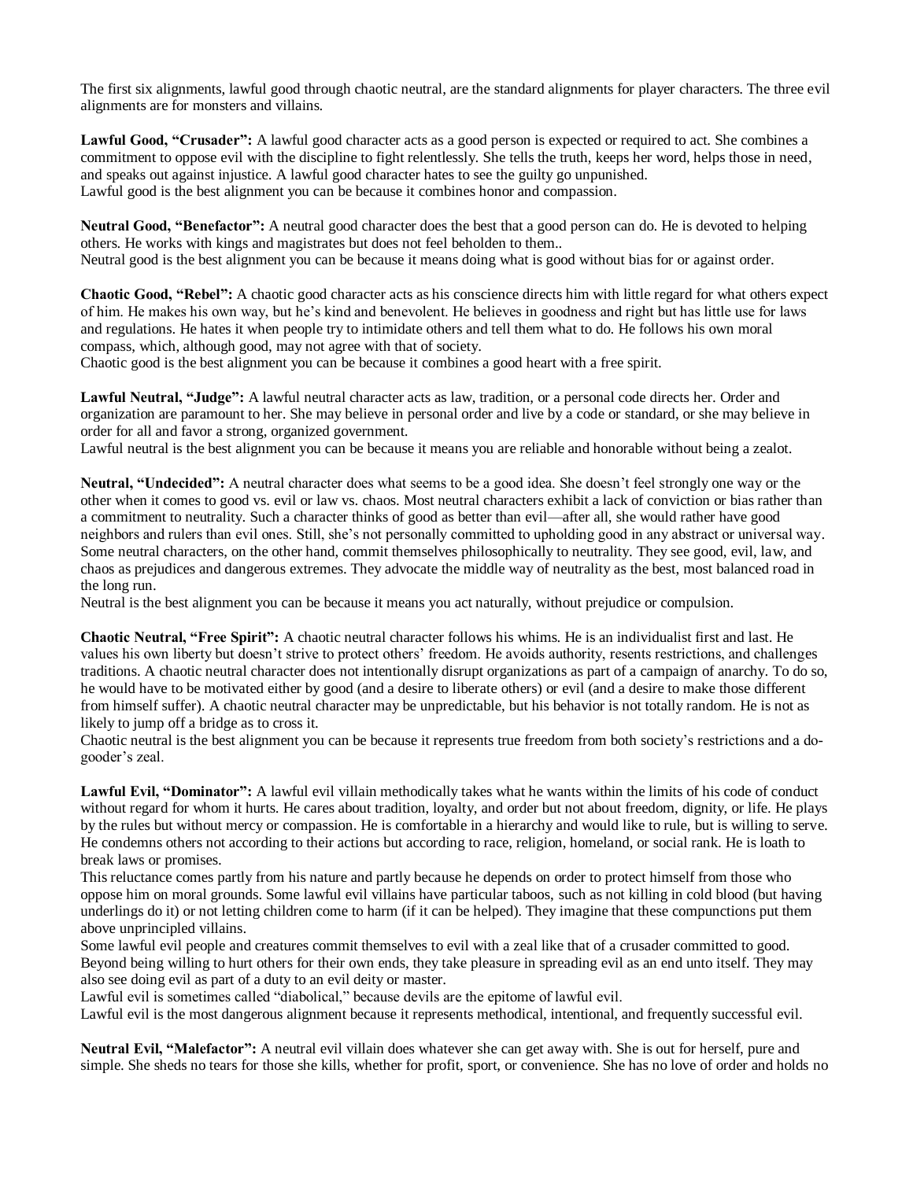The first six alignments, lawful good through chaotic neutral, are the standard alignments for player characters. The three evil alignments are for monsters and villains.

**Lawful Good, "Crusader":** A lawful good character acts as a good person is expected or required to act. She combines a commitment to oppose evil with the discipline to fight relentlessly. She tells the truth, keeps her word, helps those in need, and speaks out against injustice. A lawful good character hates to see the guilty go unpunished.
Lawful good is the best alignment you can be because it combines honor and compassion.

**Neutral Good, "Benefactor":** A neutral good character does the best that a good person can do. He is devoted to helping others. He works with kings and magistrates but does not feel beholden to them..
Neutral good is the best alignment you can be because it means doing what is good without bias for or against order.

**Chaotic Good, "Rebel":** A chaotic good character acts as his conscience directs him with little regard for what others expect of him. He makes his own way, but he's kind and benevolent. He believes in goodness and right but has little use for laws and regulations. He hates it when people try to intimidate others and tell them what to do. He follows his own moral compass, which, although good, may not agree with that of society.
Chaotic good is the best alignment you can be because it combines a good heart with a free spirit.

**Lawful Neutral, "Judge":** A lawful neutral character acts as law, tradition, or a personal code directs her. Order and organization are paramount to her. She may believe in personal order and live by a code or standard, or she may believe in order for all and favor a strong, organized government.
Lawful neutral is the best alignment you can be because it means you are reliable and honorable without being a zealot.

**Neutral, "Undecided":** A neutral character does what seems to be a good idea. She doesn't feel strongly one way or the other when it comes to good vs. evil or law vs. chaos. Most neutral characters exhibit a lack of conviction or bias rather than a commitment to neutrality. Such a character thinks of good as better than evil—after all, she would rather have good neighbors and rulers than evil ones. Still, she's not personally committed to upholding good in any abstract or universal way. Some neutral characters, on the other hand, commit themselves philosophically to neutrality. They see good, evil, law, and chaos as prejudices and dangerous extremes. They advocate the middle way of neutrality as the best, most balanced road in the long run.
Neutral is the best alignment you can be because it means you act naturally, without prejudice or compulsion.

**Chaotic Neutral, "Free Spirit":** A chaotic neutral character follows his whims. He is an individualist first and last. He values his own liberty but doesn't strive to protect others' freedom. He avoids authority, resents restrictions, and challenges traditions. A chaotic neutral character does not intentionally disrupt organizations as part of a campaign of anarchy. To do so, he would have to be motivated either by good (and a desire to liberate others) or evil (and a desire to make those different from himself suffer). A chaotic neutral character may be unpredictable, but his behavior is not totally random. He is not as likely to jump off a bridge as to cross it.
Chaotic neutral is the best alignment you can be because it represents true freedom from both society's restrictions and a do-gooder's zeal.

**Lawful Evil, "Dominator":** A lawful evil villain methodically takes what he wants within the limits of his code of conduct without regard for whom it hurts. He cares about tradition, loyalty, and order but not about freedom, dignity, or life. He plays by the rules but without mercy or compassion. He is comfortable in a hierarchy and would like to rule, but is willing to serve. He condemns others not according to their actions but according to race, religion, homeland, or social rank. He is loath to break laws or promises.
This reluctance comes partly from his nature and partly because he depends on order to protect himself from those who oppose him on moral grounds. Some lawful evil villains have particular taboos, such as not killing in cold blood (but having underlings do it) or not letting children come to harm (if it can be helped). They imagine that these compunctions put them above unprincipled villains.
Some lawful evil people and creatures commit themselves to evil with a zeal like that of a crusader committed to good. Beyond being willing to hurt others for their own ends, they take pleasure in spreading evil as an end unto itself. They may also see doing evil as part of a duty to an evil deity or master.
Lawful evil is sometimes called "diabolical," because devils are the epitome of lawful evil.
Lawful evil is the most dangerous alignment because it represents methodical, intentional, and frequently successful evil.

**Neutral Evil, "Malefactor":** A neutral evil villain does whatever she can get away with. She is out for herself, pure and simple. She sheds no tears for those she kills, whether for profit, sport, or convenience. She has no love of order and holds no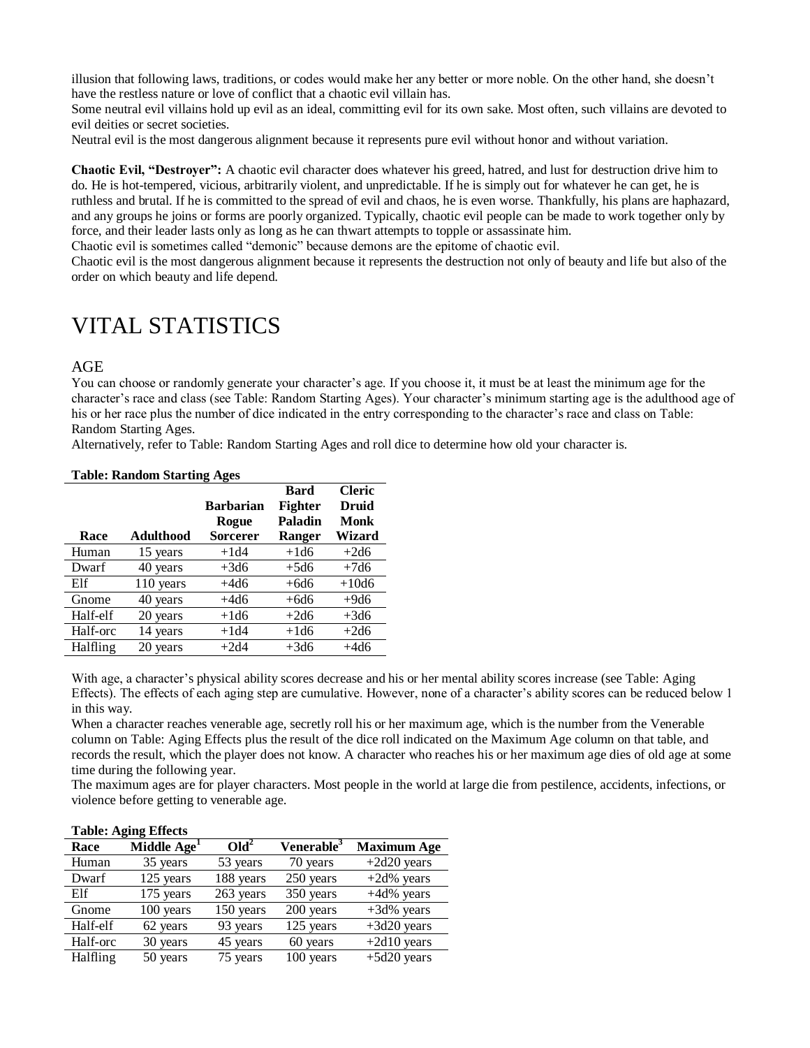illusion that following laws, traditions, or codes would make her any better or more noble. On the other hand, she doesn't have the restless nature or love of conflict that a chaotic evil villain has.
Some neutral evil villains hold up evil as an ideal, committing evil for its own sake. Most often, such villains are devoted to evil deities or secret societies.
Neutral evil is the most dangerous alignment because it represents pure evil without honor and without variation.

**Chaotic Evil, "Destroyer":** A chaotic evil character does whatever his greed, hatred, and lust for destruction drive him to do. He is hot-tempered, vicious, arbitrarily violent, and unpredictable. If he is simply out for whatever he can get, he is ruthless and brutal. If he is committed to the spread of evil and chaos, he is even worse. Thankfully, his plans are haphazard, and any groups he joins or forms are poorly organized. Typically, chaotic evil people can be made to work together only by force, and their leader lasts only as long as he can thwart attempts to topple or assassinate him.
Chaotic evil is sometimes called "demonic" because demons are the epitome of chaotic evil.
Chaotic evil is the most dangerous alignment because it represents the destruction not only of beauty and life but also of the order on which beauty and life depend.

# VITAL STATISTICS

## AGE

You can choose or randomly generate your character's age. If you choose it, it must be at least the minimum age for the character's race and class (see Table: Random Starting Ages). Your character's minimum starting age is the adulthood age of his or her race plus the number of dice indicated in the entry corresponding to the character's race and class on Table: Random Starting Ages.
Alternatively, refer to Table: Random Starting Ages and roll dice to determine how old your character is.

**Table: Random Starting Ages**

| Race | Adulthood | Barbarian Rogue Sorcerer | Bard Fighter Paladin Ranger | Cleric Druid Monk Wizard |
|---|---|---|---|---|
| Human | 15 years | +1d4 | +1d6 | +2d6 |
| Dwarf | 40 years | +3d6 | +5d6 | +7d6 |
| Elf | 110 years | +4d6 | +6d6 | +10d6 |
| Gnome | 40 years | +4d6 | +6d6 | +9d6 |
| Half-elf | 20 years | +1d6 | +2d6 | +3d6 |
| Half-orc | 14 years | +1d4 | +1d6 | +2d6 |
| Halfling | 20 years | +2d4 | +3d6 | +4d6 |

With age, a character's physical ability scores decrease and his or her mental ability scores increase (see Table: Aging Effects). The effects of each aging step are cumulative. However, none of a character's ability scores can be reduced below 1 in this way.
When a character reaches venerable age, secretly roll his or her maximum age, which is the number from the Venerable column on Table: Aging Effects plus the result of the dice roll indicated on the Maximum Age column on that table, and records the result, which the player does not know. A character who reaches his or her maximum age dies of old age at some time during the following year.
The maximum ages are for player characters. Most people in the world at large die from pestilence, accidents, infections, or violence before getting to venerable age.

**Table: Aging Effects**

| Race | Middle Age[1] | Old[2] | Venerable[3] | Maximum Age |
|---|---|---|---|---|
| Human | 35 years | 53 years | 70 years | +2d20 years |
| Dwarf | 125 years | 188 years | 250 years | +2d% years |
| Elf | 175 years | 263 years | 350 years | +4d% years |
| Gnome | 100 years | 150 years | 200 years | +3d% years |
| Half-elf | 62 years | 93 years | 125 years | +3d20 years |
| Half-orc | 30 years | 45 years | 60 years | +2d10 years |
| Halfling | 50 years | 75 years | 100 years | +5d20 years |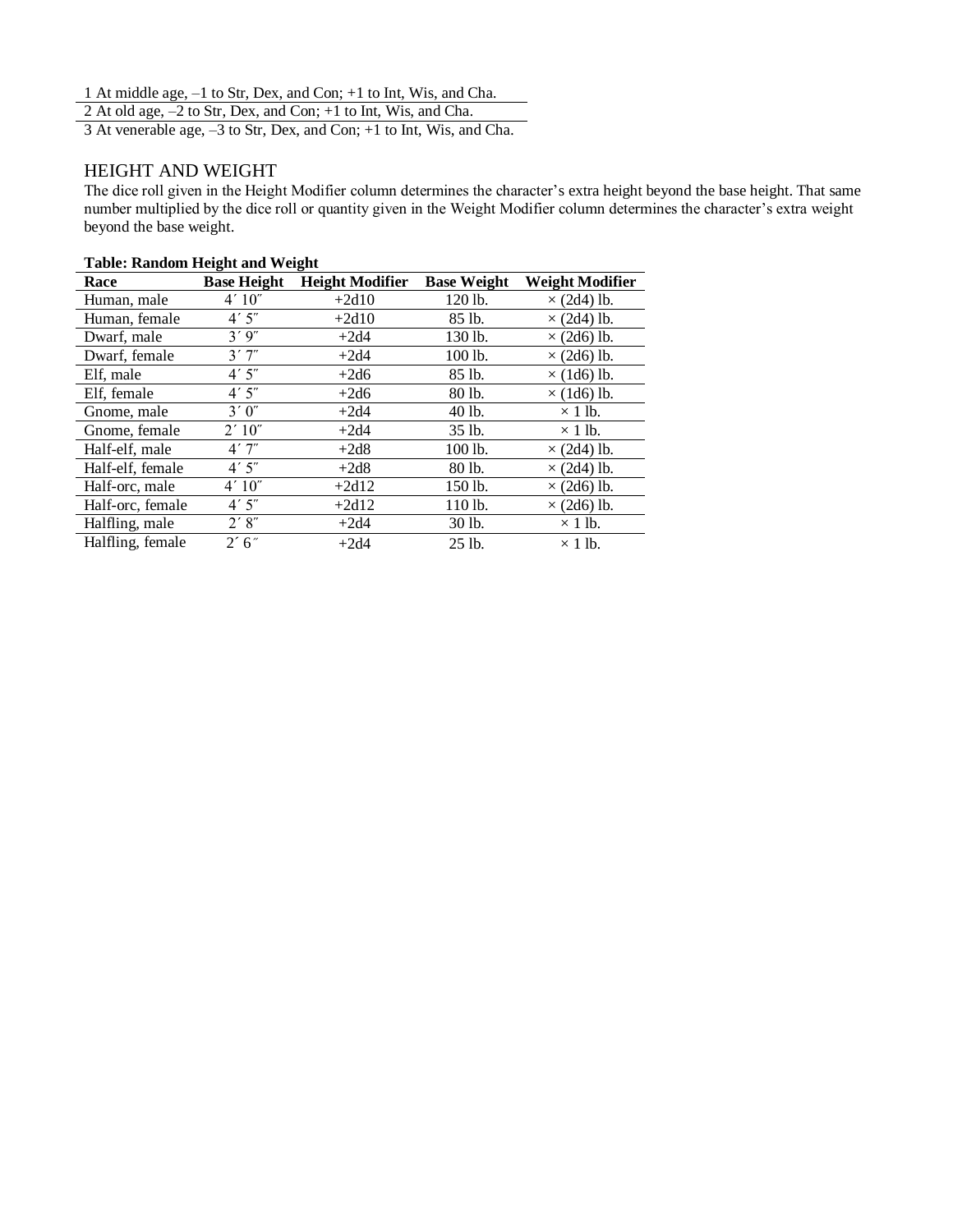1 At middle age, –1 to Str, Dex, and Con; +1 to Int, Wis, and Cha.

2 At old age, –2 to Str, Dex, and Con; +1 to Int, Wis, and Cha.

3 At venerable age, –3 to Str, Dex, and Con; +1 to Int, Wis, and Cha.

## HEIGHT AND WEIGHT

The dice roll given in the Height Modifier column determines the character's extra height beyond the base height. That same number multiplied by the dice roll or quantity given in the Weight Modifier column determines the character's extra weight beyond the base weight.

**Table: Random Height and Weight**

| Race | Base Height | Height Modifier | Base Weight | Weight Modifier |
|---|---|---|---|---|
| Human, male | 4′ 10″ | +2d10 | 120 lb. | × (2d4) lb. |
| Human, female | 4′ 5″ | +2d10 | 85 lb. | × (2d4) lb. |
| Dwarf, male | 3′ 9″ | +2d4 | 130 lb. | × (2d6) lb. |
| Dwarf, female | 3′ 7″ | +2d4 | 100 lb. | × (2d6) lb. |
| Elf, male | 4′ 5″ | +2d6 | 85 lb. | × (1d6) lb. |
| Elf, female | 4′ 5″ | +2d6 | 80 lb. | × (1d6) lb. |
| Gnome, male | 3′ 0″ | +2d4 | 40 lb. | × 1 lb. |
| Gnome, female | 2′ 10″ | +2d4 | 35 lb. | × 1 lb. |
| Half-elf, male | 4′ 7″ | +2d8 | 100 lb. | × (2d4) lb. |
| Half-elf, female | 4′ 5″ | +2d8 | 80 lb. | × (2d4) lb. |
| Half-orc, male | 4′ 10″ | +2d12 | 150 lb. | × (2d6) lb. |
| Half-orc, female | 4′ 5″ | +2d12 | 110 lb. | × (2d6) lb. |
| Halfling, male | 2′ 8″ | +2d4 | 30 lb. | × 1 lb. |
| Halfling, female | 2′ 6″ | +2d4 | 25 lb. | × 1 lb. |